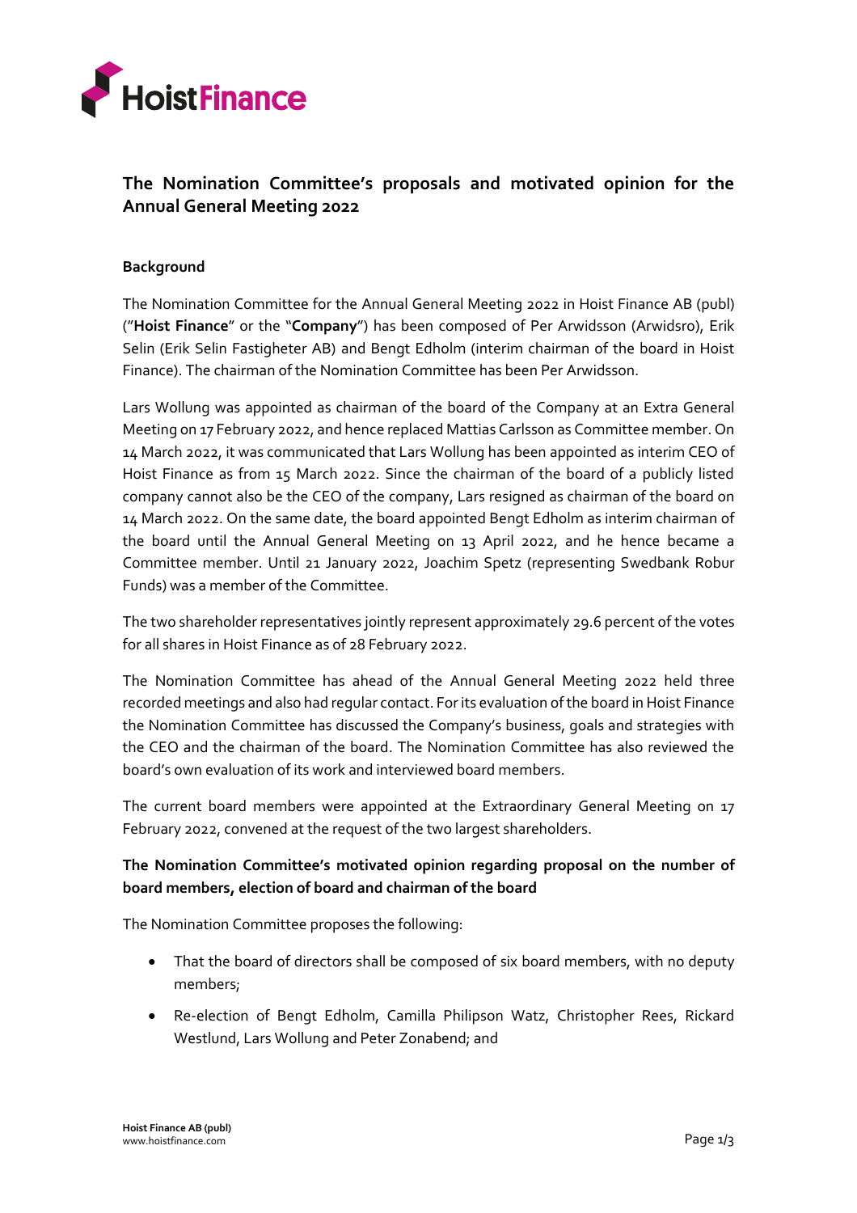## The Nomination Committee's proposals and motivated opinion for the Annual General Meeting 2022

### Background

The Nomination Committee for the Annual General Meeting 2022 in Hoist Finance AB (publ) ("**Hoist Finance**" or the "**Company**") has been composed of Per Arwidsson (Arwidsro), Erik Selin (Erik Selin Fastigheter AB) and Bengt Edholm (interim chairman of the board in Hoist Finance). The chairman of the Nomination Committee has been Per Arwidsson.

Lars Wollung was appointed as chairman of the board of the Company at an Extra General Meeting on 17 February 2022, and hence replaced Mattias Carlsson as Committee member. On 14 March 2022, it was communicated that Lars Wollung has been appointed as interim CEO of Hoist Finance as from 15 March 2022. Since the chairman of the board of a publicly listed company cannot also be the CEO of the company, Lars resigned as chairman of the board on 14 March 2022. On the same date, the board appointed Bengt Edholm as interim chairman of the board until the Annual General Meeting on 13 April 2022, and he hence became a Committee member. Until 21 January 2022, Joachim Spetz (representing Swedbank Robur Funds) was a member of the Committee.

The two shareholder representatives jointly represent approximately 29.6 percent of the votes for all shares in Hoist Finance as of 28 February 2022.

The Nomination Committee has ahead of the Annual General Meeting 2022 held three recorded meetings and also had regular contact. For its evaluation of the board in Hoist Finance the Nomination Committee has discussed the Company's business, goals and strategies with the CEO and the chairman of the board. The Nomination Committee has also reviewed the board's own evaluation of its work and interviewed board members.

The current board members were appointed at the Extraordinary General Meeting on 17 February 2022, convened at the request of the two largest shareholders.

### The Nomination Committee's motivated opinion regarding proposal on the number of board members, election of board and chairman of the board

The Nomination Committee proposes the following:

- That the board of directors shall be composed of six board members, with no deputy members;
- Re-election of Bengt Edholm, Camilla Philipson Watz, Christopher Rees, Rickard Westlund, Lars Wollung and Peter Zonabend; and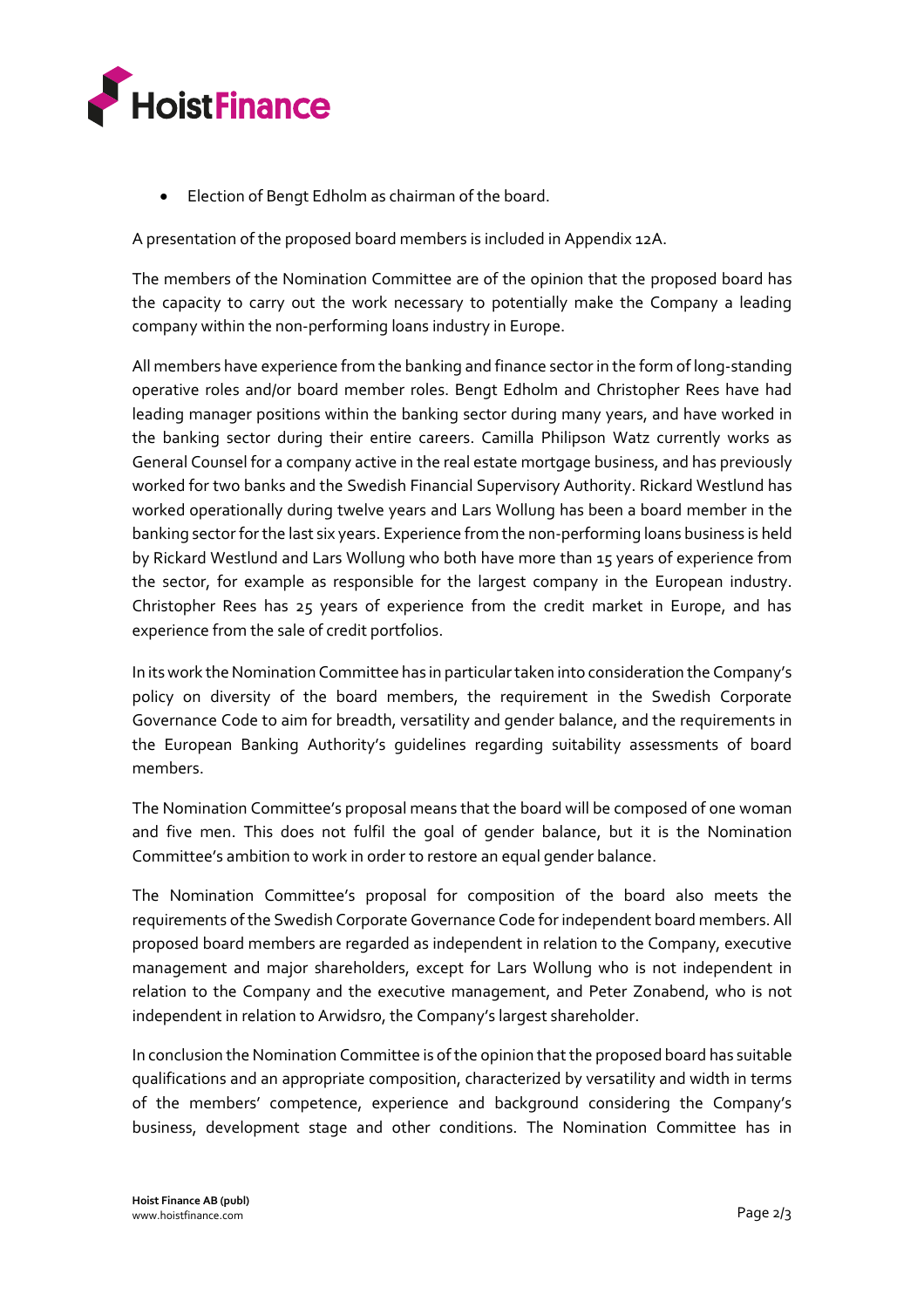- Election of Bengt Edholm as chairman of the board.

A presentation of the proposed board members is included in Appendix 12A.

The members of the Nomination Committee are of the opinion that the proposed board has the capacity to carry out the work necessary to potentially make the Company a leading company within the non-performing loans industry in Europe.

All members have experience from the banking and finance sector in the form of long-standing operative roles and/or board member roles. Bengt Edholm and Christopher Rees have had leading manager positions within the banking sector during many years, and have worked in the banking sector during their entire careers. Camilla Philipson Watz currently works as General Counsel for a company active in the real estate mortgage business, and has previously worked for two banks and the Swedish Financial Supervisory Authority. Rickard Westlund has worked operationally during twelve years and Lars Wollung has been a board member in the banking sector for the last six years. Experience from the non-performing loans business is held by Rickard Westlund and Lars Wollung who both have more than 15 years of experience from the sector, for example as responsible for the largest company in the European industry. Christopher Rees has 25 years of experience from the credit market in Europe, and has experience from the sale of credit portfolios.

In its work the Nomination Committee has in particular taken into consideration the Company's policy on diversity of the board members, the requirement in the Swedish Corporate Governance Code to aim for breadth, versatility and gender balance, and the requirements in the European Banking Authority's guidelines regarding suitability assessments of board members.

The Nomination Committee's proposal means that the board will be composed of one woman and five men. This does not fulfil the goal of gender balance, but it is the Nomination Committee's ambition to work in order to restore an equal gender balance.

The Nomination Committee's proposal for composition of the board also meets the requirements of the Swedish Corporate Governance Code for independent board members. All proposed board members are regarded as independent in relation to the Company, executive management and major shareholders, except for Lars Wollung who is not independent in relation to the Company and the executive management, and Peter Zonabend, who is not independent in relation to Arwidsro, the Company's largest shareholder.

In conclusion the Nomination Committee is of the opinion that the proposed board has suitable qualifications and an appropriate composition, characterized by versatility and width in terms of the members' competence, experience and background considering the Company's business, development stage and other conditions. The Nomination Committee has in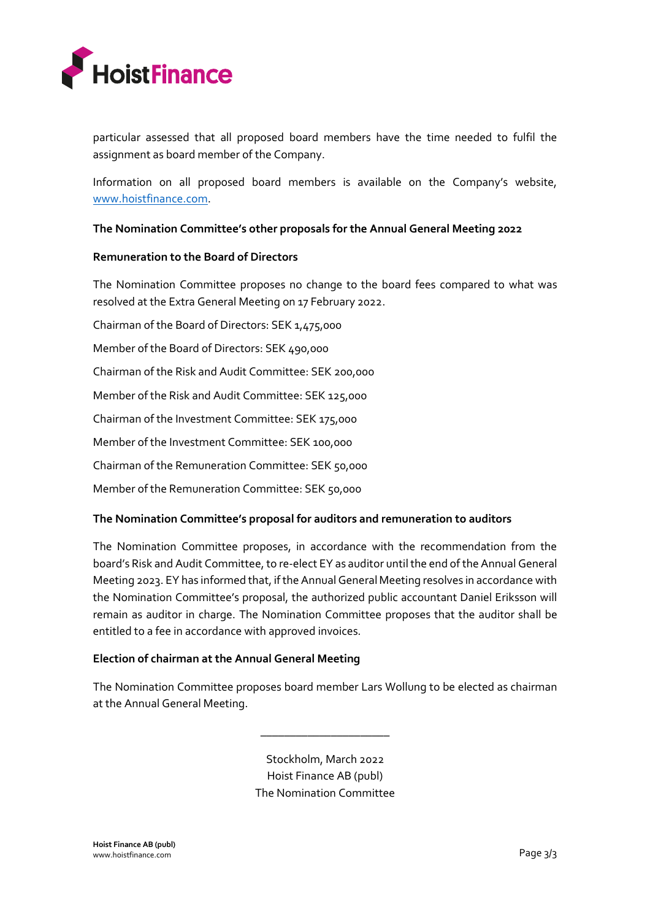particular assessed that all proposed board members have the time needed to fulfil the assignment as board member of the Company.

Information on all proposed board members is available on the Company's website, www.hoistfinance.com.

**The Nomination Committee's other proposals for the Annual General Meeting 2022**

**Remuneration to the Board of Directors**

The Nomination Committee proposes no change to the board fees compared to what was resolved at the Extra General Meeting on 17 February 2022.

Chairman of the Board of Directors: SEK 1,475,000

Member of the Board of Directors: SEK 490,000

Chairman of the Risk and Audit Committee: SEK 200,000

Member of the Risk and Audit Committee: SEK 125,000

Chairman of the Investment Committee: SEK 175,000

Member of the Investment Committee: SEK 100,000

Chairman of the Remuneration Committee: SEK 50,000

Member of the Remuneration Committee: SEK 50,000

**The Nomination Committee's proposal for auditors and remuneration to auditors**

The Nomination Committee proposes, in accordance with the recommendation from the board's Risk and Audit Committee, to re-elect EY as auditor until the end of the Annual General Meeting 2023. EY has informed that, if the Annual General Meeting resolves in accordance with the Nomination Committee's proposal, the authorized public accountant Daniel Eriksson will remain as auditor in charge. The Nomination Committee proposes that the auditor shall be entitled to a fee in accordance with approved invoices.

**Election of chairman at the Annual General Meeting**

The Nomination Committee proposes board member Lars Wollung to be elected as chairman at the Annual General Meeting.

\_\_\_\_\_\_\_\_\_\_\_\_\_\_\_\_\_\_\_\_\_\_\_\_

Stockholm, March 2022
Hoist Finance AB (publ)
The Nomination Committee